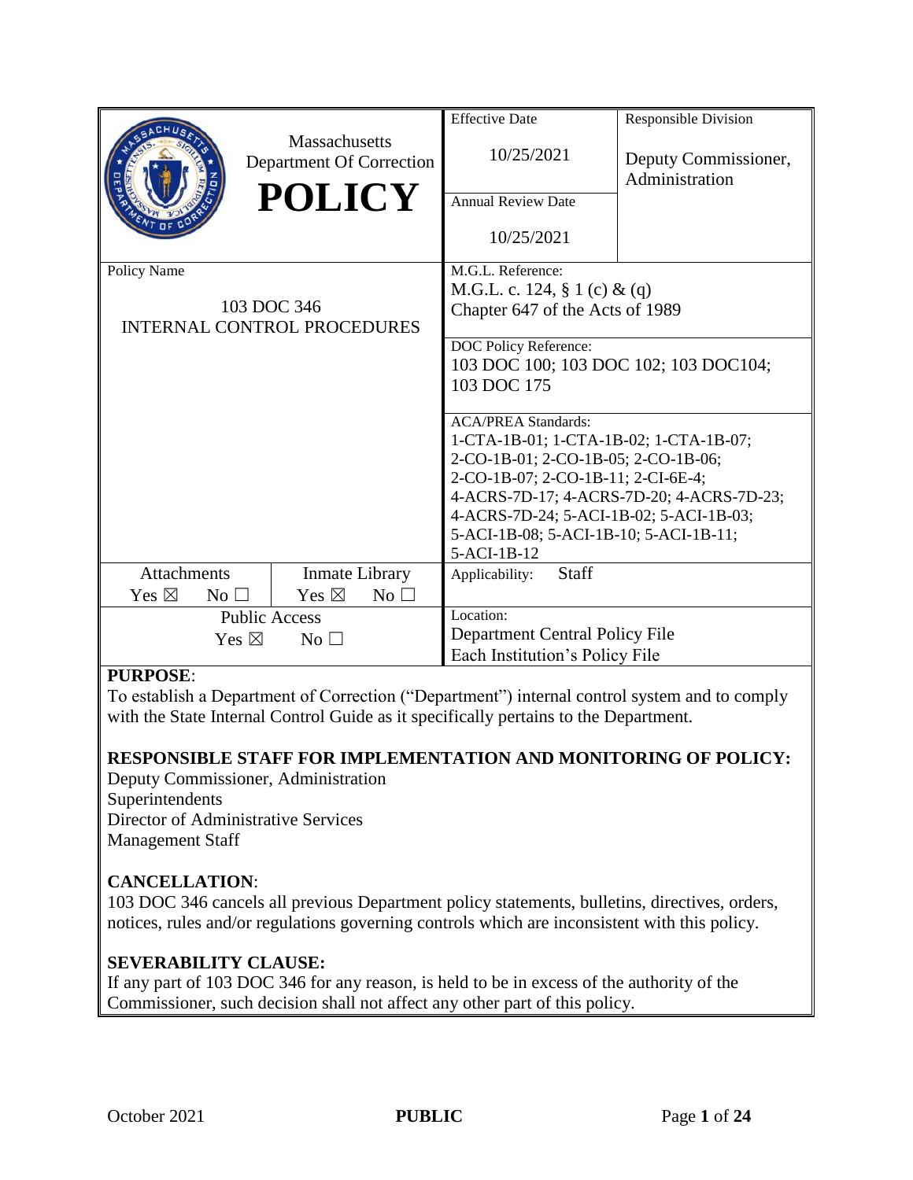| Massachusetts Department Of Correction **POLICY** | Effective Date<br>10/25/2021 | Responsible Division<br>Deputy Commissioner, Administration |
|---|---|---|
| | Annual Review Date<br>10/25/2021 | |
| Policy Name<br>103 DOC 346<br>INTERNAL CONTROL PROCEDURES | M.G.L. Reference:<br>M.G.L. c. 124, § 1 (c) & (q)<br>Chapter 647 of the Acts of 1989 | |
| | DOC Policy Reference:<br>103 DOC 100; 103 DOC 102; 103 DOC104; 103 DOC 175 | |
| | ACA/PREA Standards:<br>1-CTA-1B-01; 1-CTA-1B-02; 1-CTA-1B-07; 2-CO-1B-01; 2-CO-1B-05; 2-CO-1B-06; 2-CO-1B-07; 2-CO-1B-11; 2-CI-6E-4; 4-ACRS-7D-17; 4-ACRS-7D-20; 4-ACRS-7D-23; 4-ACRS-7D-24; 5-ACI-1B-02; 5-ACI-1B-03; 5-ACI-1B-08; 5-ACI-1B-10; 5-ACI-1B-11; 5-ACI-1B-12 | |
| Attachments: Yes ☒ No ☐ / Inmate Library: Yes ☒ No ☐ | Applicability: Staff | |
| Public Access: Yes ☒ No ☐ | Location:<br>Department Central Policy File<br>Each Institution's Policy File | |

**PURPOSE**:
To establish a Department of Correction ("Department") internal control system and to comply with the State Internal Control Guide as it specifically pertains to the Department.

**RESPONSIBLE STAFF FOR IMPLEMENTATION AND MONITORING OF POLICY:**
Deputy Commissioner, Administration
Superintendents
Director of Administrative Services
Management Staff

**CANCELLATION**:
103 DOC 346 cancels all previous Department policy statements, bulletins, directives, orders, notices, rules and/or regulations governing controls which are inconsistent with this policy.

**SEVERABILITY CLAUSE:**
If any part of 103 DOC 346 for any reason, is held to be in excess of the authority of the Commissioner, such decision shall not affect any other part of this policy.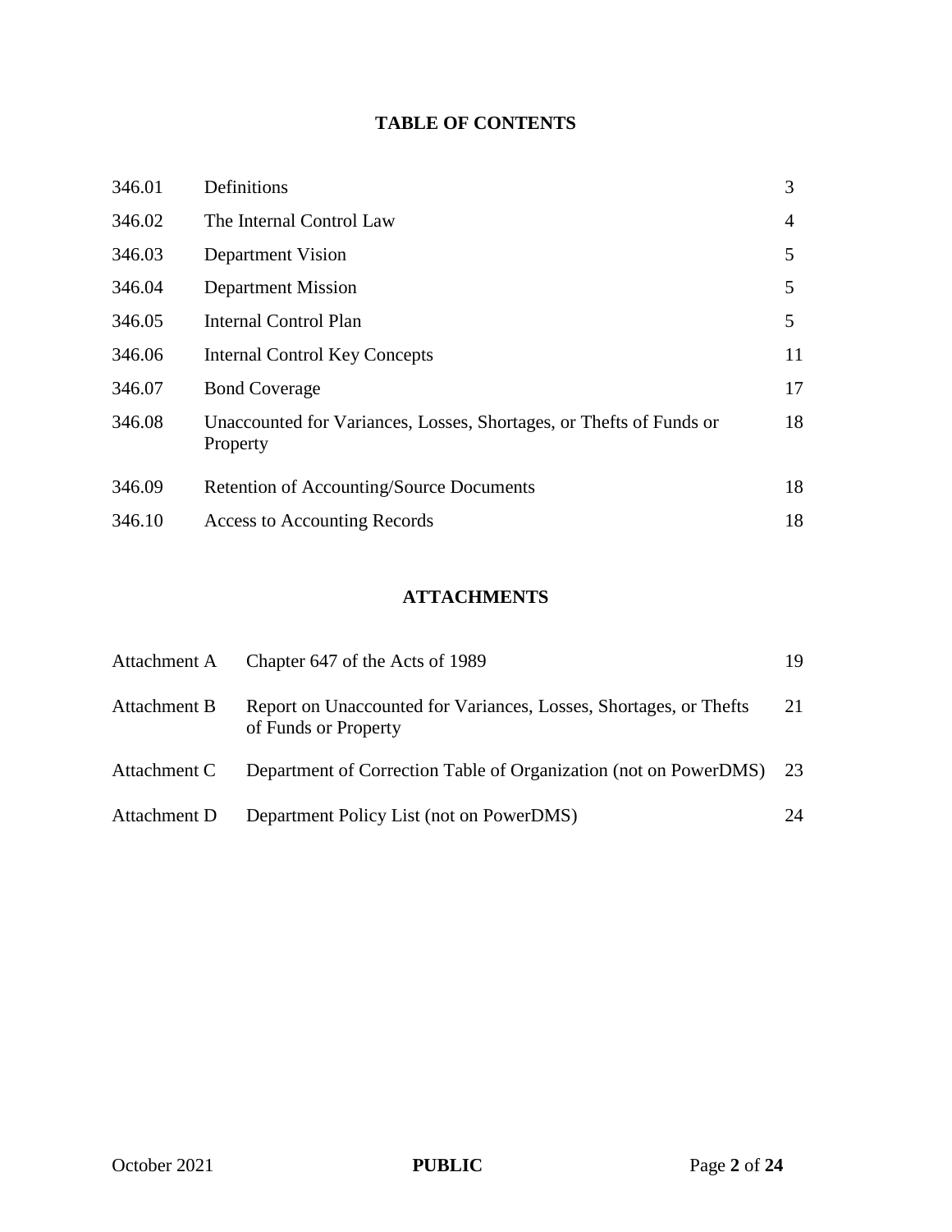## TABLE OF CONTENTS

| | | |
|---|---|---|
| 346.01 | Definitions | 3 |
| 346.02 | The Internal Control Law | 4 |
| 346.03 | Department Vision | 5 |
| 346.04 | Department Mission | 5 |
| 346.05 | Internal Control Plan | 5 |
| 346.06 | Internal Control Key Concepts | 11 |
| 346.07 | Bond Coverage | 17 |
| 346.08 | Unaccounted for Variances, Losses, Shortages, or Thefts of Funds or Property | 18 |
| 346.09 | Retention of Accounting/Source Documents | 18 |
| 346.10 | Access to Accounting Records | 18 |

## ATTACHMENTS

| | | |
|---|---|---|
| Attachment A | Chapter 647 of the Acts of 1989 | 19 |
| Attachment B | Report on Unaccounted for Variances, Losses, Shortages, or Thefts of Funds or Property | 21 |
| Attachment C | Department of Correction Table of Organization (not on PowerDMS) | 23 |
| Attachment D | Department Policy List (not on PowerDMS) | 24 |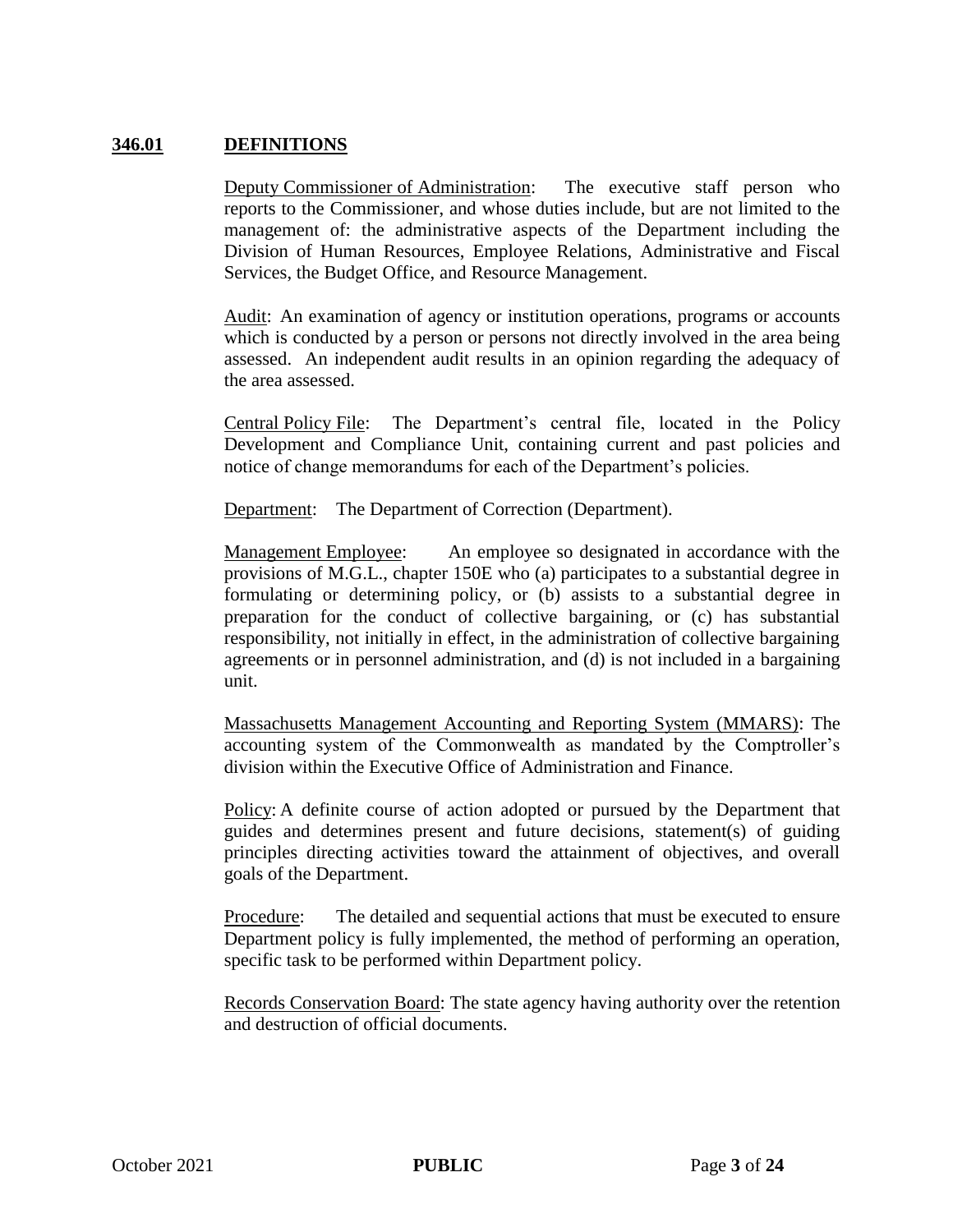## 346.01 DEFINITIONS

Deputy Commissioner of Administration: The executive staff person who reports to the Commissioner, and whose duties include, but are not limited to the management of: the administrative aspects of the Department including the Division of Human Resources, Employee Relations, Administrative and Fiscal Services, the Budget Office, and Resource Management.

Audit: An examination of agency or institution operations, programs or accounts which is conducted by a person or persons not directly involved in the area being assessed. An independent audit results in an opinion regarding the adequacy of the area assessed.

Central Policy File: The Department's central file, located in the Policy Development and Compliance Unit, containing current and past policies and notice of change memorandums for each of the Department's policies.

Department: The Department of Correction (Department).

Management Employee: An employee so designated in accordance with the provisions of M.G.L., chapter 150E who (a) participates to a substantial degree in formulating or determining policy, or (b) assists to a substantial degree in preparation for the conduct of collective bargaining, or (c) has substantial responsibility, not initially in effect, in the administration of collective bargaining agreements or in personnel administration, and (d) is not included in a bargaining unit.

Massachusetts Management Accounting and Reporting System (MMARS): The accounting system of the Commonwealth as mandated by the Comptroller's division within the Executive Office of Administration and Finance.

Policy: A definite course of action adopted or pursued by the Department that guides and determines present and future decisions, statement(s) of guiding principles directing activities toward the attainment of objectives, and overall goals of the Department.

Procedure: The detailed and sequential actions that must be executed to ensure Department policy is fully implemented, the method of performing an operation, specific task to be performed within Department policy.

Records Conservation Board: The state agency having authority over the retention and destruction of official documents.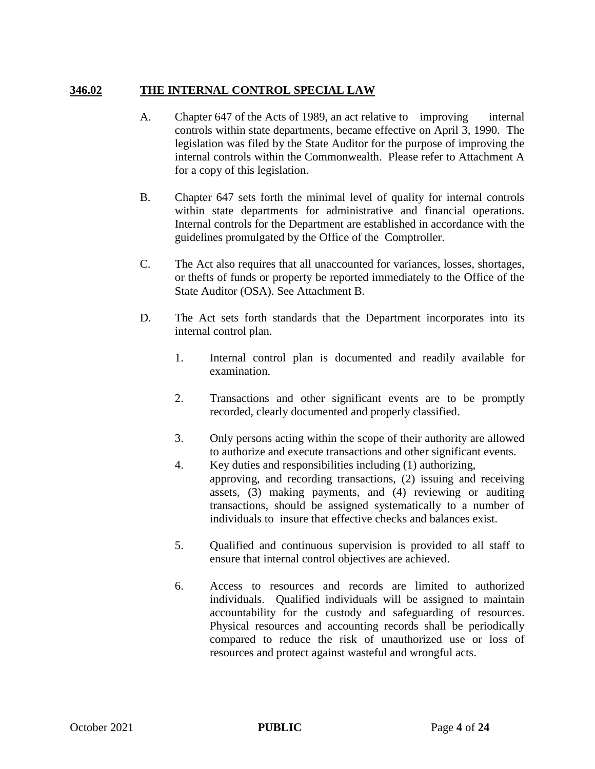## 346.02 THE INTERNAL CONTROL SPECIAL LAW

A. Chapter 647 of the Acts of 1989, an act relative to improving internal controls within state departments, became effective on April 3, 1990. The legislation was filed by the State Auditor for the purpose of improving the internal controls within the Commonwealth. Please refer to Attachment A for a copy of this legislation.

B. Chapter 647 sets forth the minimal level of quality for internal controls within state departments for administrative and financial operations. Internal controls for the Department are established in accordance with the guidelines promulgated by the Office of the Comptroller.

C. The Act also requires that all unaccounted for variances, losses, shortages, or thefts of funds or property be reported immediately to the Office of the State Auditor (OSA). See Attachment B.

D. The Act sets forth standards that the Department incorporates into its internal control plan.

1. Internal control plan is documented and readily available for examination.

2. Transactions and other significant events are to be promptly recorded, clearly documented and properly classified.

3. Only persons acting within the scope of their authority are allowed to authorize and execute transactions and other significant events.

4. Key duties and responsibilities including (1) authorizing, approving, and recording transactions, (2) issuing and receiving assets, (3) making payments, and (4) reviewing or auditing transactions, should be assigned systematically to a number of individuals to insure that effective checks and balances exist.

5. Qualified and continuous supervision is provided to all staff to ensure that internal control objectives are achieved.

6. Access to resources and records are limited to authorized individuals. Qualified individuals will be assigned to maintain accountability for the custody and safeguarding of resources. Physical resources and accounting records shall be periodically compared to reduce the risk of unauthorized use or loss of resources and protect against wasteful and wrongful acts.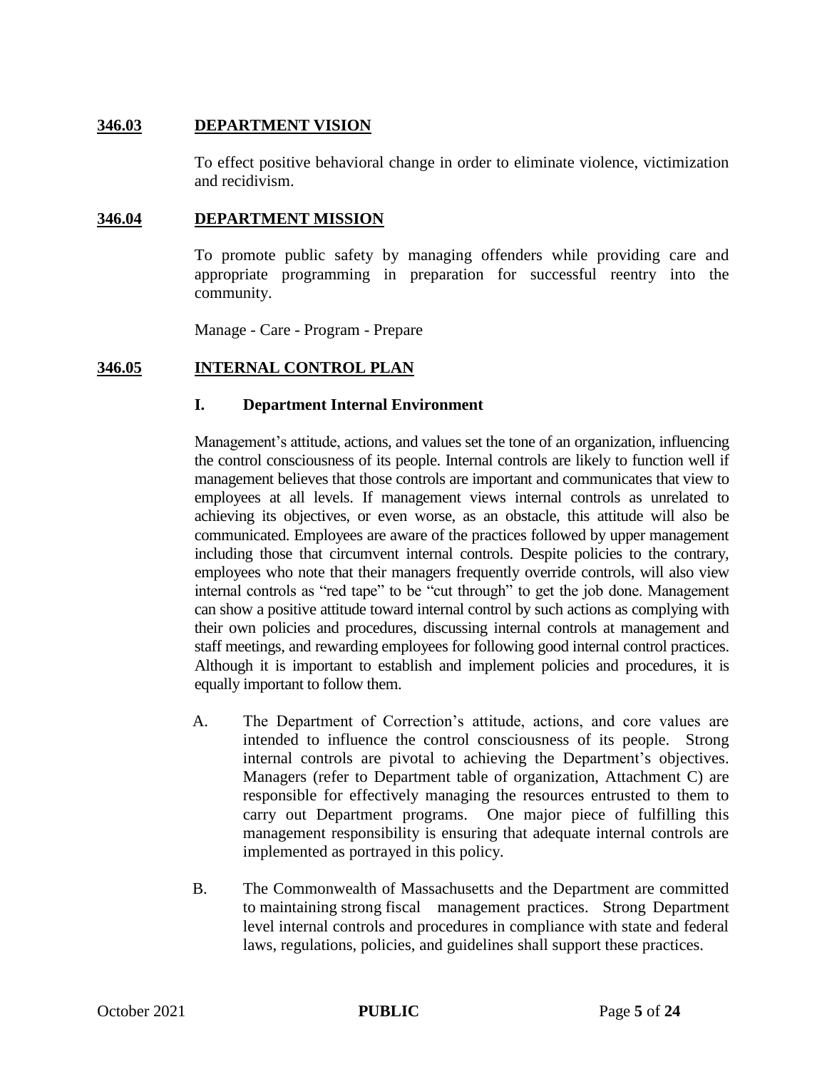## 346.03 DEPARTMENT VISION

To effect positive behavioral change in order to eliminate violence, victimization and recidivism.

## 346.04 DEPARTMENT MISSION

To promote public safety by managing offenders while providing care and appropriate programming in preparation for successful reentry into the community.

Manage - Care - Program - Prepare

## 346.05 INTERNAL CONTROL PLAN

### I. Department Internal Environment

Management's attitude, actions, and values set the tone of an organization, influencing the control consciousness of its people. Internal controls are likely to function well if management believes that those controls are important and communicates that view to employees at all levels. If management views internal controls as unrelated to achieving its objectives, or even worse, as an obstacle, this attitude will also be communicated. Employees are aware of the practices followed by upper management including those that circumvent internal controls. Despite policies to the contrary, employees who note that their managers frequently override controls, will also view internal controls as "red tape" to be "cut through" to get the job done. Management can show a positive attitude toward internal control by such actions as complying with their own policies and procedures, discussing internal controls at management and staff meetings, and rewarding employees for following good internal control practices. Although it is important to establish and implement policies and procedures, it is equally important to follow them.

A. The Department of Correction's attitude, actions, and core values are intended to influence the control consciousness of its people. Strong internal controls are pivotal to achieving the Department's objectives. Managers (refer to Department table of organization, Attachment C) are responsible for effectively managing the resources entrusted to them to carry out Department programs. One major piece of fulfilling this management responsibility is ensuring that adequate internal controls are implemented as portrayed in this policy.

B. The Commonwealth of Massachusetts and the Department are committed to maintaining strong fiscal management practices. Strong Department level internal controls and procedures in compliance with state and federal laws, regulations, policies, and guidelines shall support these practices.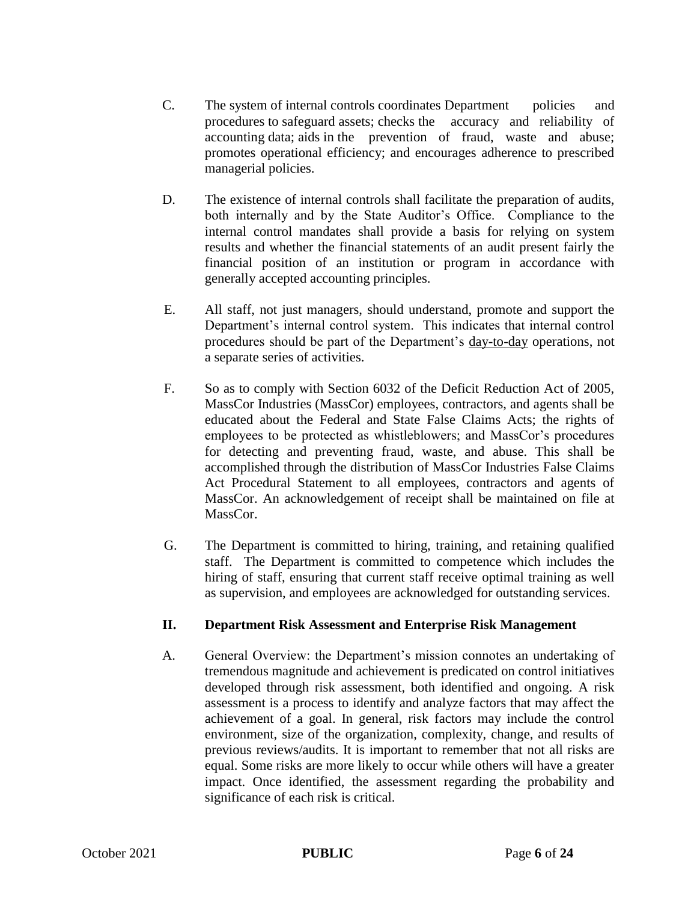C. The system of internal controls coordinates Department policies and procedures to safeguard assets; checks the accuracy and reliability of accounting data; aids in the prevention of fraud, waste and abuse; promotes operational efficiency; and encourages adherence to prescribed managerial policies.

D. The existence of internal controls shall facilitate the preparation of audits, both internally and by the State Auditor's Office. Compliance to the internal control mandates shall provide a basis for relying on system results and whether the financial statements of an audit present fairly the financial position of an institution or program in accordance with generally accepted accounting principles.

E. All staff, not just managers, should understand, promote and support the Department's internal control system. This indicates that internal control procedures should be part of the Department's <u>day-to-day</u> operations, not a separate series of activities.

F. So as to comply with Section 6032 of the Deficit Reduction Act of 2005, MassCor Industries (MassCor) employees, contractors, and agents shall be educated about the Federal and State False Claims Acts; the rights of employees to be protected as whistleblowers; and MassCor's procedures for detecting and preventing fraud, waste, and abuse. This shall be accomplished through the distribution of MassCor Industries False Claims Act Procedural Statement to all employees, contractors and agents of MassCor. An acknowledgement of receipt shall be maintained on file at MassCor.

G. The Department is committed to hiring, training, and retaining qualified staff. The Department is committed to competence which includes the hiring of staff, ensuring that current staff receive optimal training as well as supervision, and employees are acknowledged for outstanding services.

## II. Department Risk Assessment and Enterprise Risk Management

A. General Overview: the Department's mission connotes an undertaking of tremendous magnitude and achievement is predicated on control initiatives developed through risk assessment, both identified and ongoing. A risk assessment is a process to identify and analyze factors that may affect the achievement of a goal. In general, risk factors may include the control environment, size of the organization, complexity, change, and results of previous reviews/audits. It is important to remember that not all risks are equal. Some risks are more likely to occur while others will have a greater impact. Once identified, the assessment regarding the probability and significance of each risk is critical.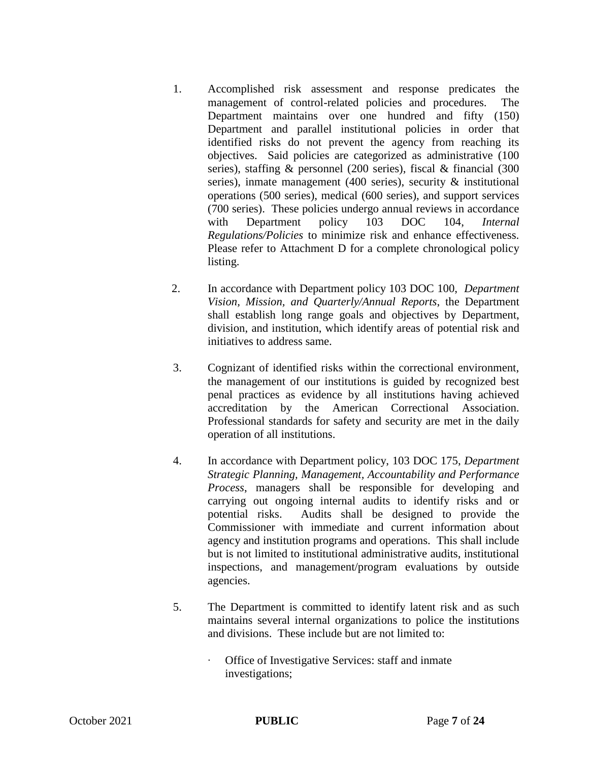1. Accomplished risk assessment and response predicates the management of control-related policies and procedures. The Department maintains over one hundred and fifty (150) Department and parallel institutional policies in order that identified risks do not prevent the agency from reaching its objectives. Said policies are categorized as administrative (100 series), staffing & personnel (200 series), fiscal & financial (300 series), inmate management (400 series), security & institutional operations (500 series), medical (600 series), and support services (700 series). These policies undergo annual reviews in accordance with Department policy 103 DOC 104, *Internal Regulations/Policies* to minimize risk and enhance effectiveness. Please refer to Attachment D for a complete chronological policy listing.

2. In accordance with Department policy 103 DOC 100, *Department Vision, Mission, and Quarterly/Annual Reports*, the Department shall establish long range goals and objectives by Department, division, and institution, which identify areas of potential risk and initiatives to address same.

3. Cognizant of identified risks within the correctional environment, the management of our institutions is guided by recognized best penal practices as evidence by all institutions having achieved accreditation by the American Correctional Association. Professional standards for safety and security are met in the daily operation of all institutions.

4. In accordance with Department policy, 103 DOC 175, *Department Strategic Planning, Management, Accountability and Performance Process*, managers shall be responsible for developing and carrying out ongoing internal audits to identify risks and or potential risks. Audits shall be designed to provide the Commissioner with immediate and current information about agency and institution programs and operations. This shall include but is not limited to institutional administrative audits, institutional inspections, and management/program evaluations by outside agencies.

5. The Department is committed to identify latent risk and as such maintains several internal organizations to police the institutions and divisions. These include but are not limited to:

   - Office of Investigative Services: staff and inmate investigations;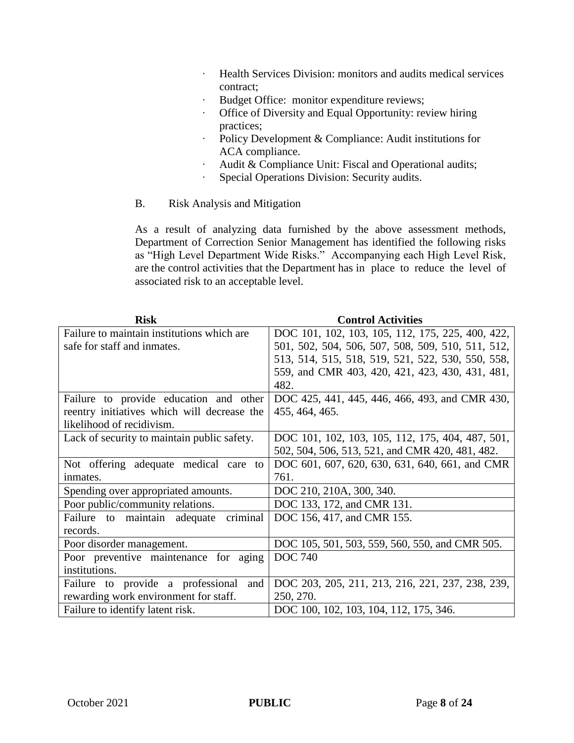- Health Services Division: monitors and audits medical services contract;
- Budget Office: monitor expenditure reviews;
- Office of Diversity and Equal Opportunity: review hiring practices;
- Policy Development & Compliance: Audit institutions for ACA compliance.
- Audit & Compliance Unit: Fiscal and Operational audits;
- Special Operations Division: Security audits.

B. Risk Analysis and Mitigation

As a result of analyzing data furnished by the above assessment methods, Department of Correction Senior Management has identified the following risks as "High Level Department Wide Risks." Accompanying each High Level Risk, are the control activities that the Department has in place to reduce the level of associated risk to an acceptable level.

| Risk | Control Activities |
|---|---|
| Failure to maintain institutions which are safe for staff and inmates. | DOC 101, 102, 103, 105, 112, 175, 225, 400, 422, 501, 502, 504, 506, 507, 508, 509, 510, 511, 512, 513, 514, 515, 518, 519, 521, 522, 530, 550, 558, 559, and CMR 403, 420, 421, 423, 430, 431, 481, 482. |
| Failure to provide education and other reentry initiatives which will decrease the likelihood of recidivism. | DOC 425, 441, 445, 446, 466, 493, and CMR 430, 455, 464, 465. |
| Lack of security to maintain public safety. | DOC 101, 102, 103, 105, 112, 175, 404, 487, 501, 502, 504, 506, 513, 521, and CMR 420, 481, 482. |
| Not offering adequate medical care to inmates. | DOC 601, 607, 620, 630, 631, 640, 661, and CMR 761. |
| Spending over appropriated amounts. | DOC 210, 210A, 300, 340. |
| Poor public/community relations. | DOC 133, 172, and CMR 131. |
| Failure to maintain adequate criminal records. | DOC 156, 417, and CMR 155. |
| Poor disorder management. | DOC 105, 501, 503, 559, 560, 550, and CMR 505. |
| Poor preventive maintenance for aging institutions. | DOC 740 |
| Failure to provide a professional and rewarding work environment for staff. | DOC 203, 205, 211, 213, 216, 221, 237, 238, 239, 250, 270. |
| Failure to identify latent risk. | DOC 100, 102, 103, 104, 112, 175, 346. |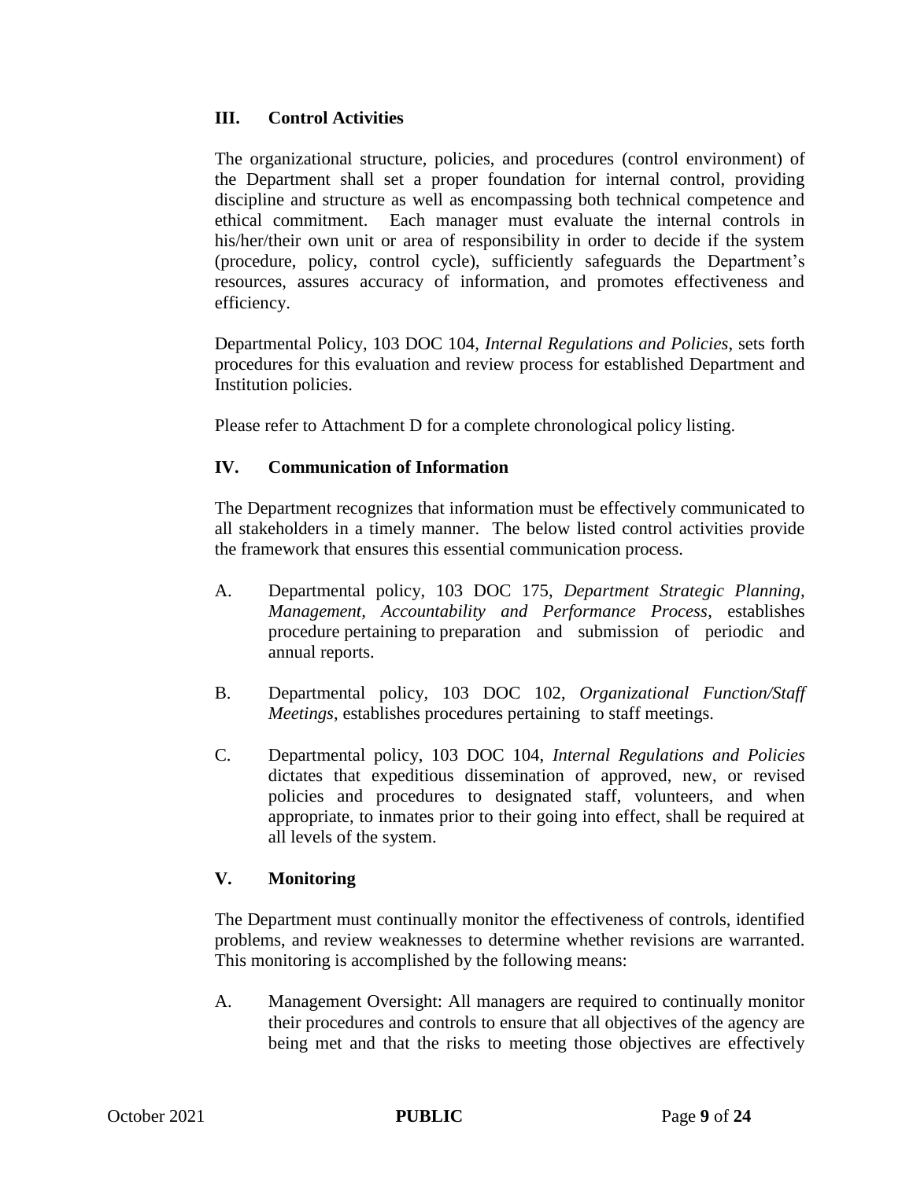## III. Control Activities

The organizational structure, policies, and procedures (control environment) of the Department shall set a proper foundation for internal control, providing discipline and structure as well as encompassing both technical competence and ethical commitment. Each manager must evaluate the internal controls in his/her/their own unit or area of responsibility in order to decide if the system (procedure, policy, control cycle), sufficiently safeguards the Department's resources, assures accuracy of information, and promotes effectiveness and efficiency.

Departmental Policy, 103 DOC 104, *Internal Regulations and Policies*, sets forth procedures for this evaluation and review process for established Department and Institution policies.

Please refer to Attachment D for a complete chronological policy listing.

## IV. Communication of Information

The Department recognizes that information must be effectively communicated to all stakeholders in a timely manner. The below listed control activities provide the framework that ensures this essential communication process.

A. Departmental policy, 103 DOC 175, *Department Strategic Planning, Management, Accountability and Performance Process*, establishes procedure pertaining to preparation and submission of periodic and annual reports.

B. Departmental policy, 103 DOC 102, *Organizational Function/Staff Meetings*, establishes procedures pertaining to staff meetings.

C. Departmental policy, 103 DOC 104, *Internal Regulations and Policies* dictates that expeditious dissemination of approved, new, or revised policies and procedures to designated staff, volunteers, and when appropriate, to inmates prior to their going into effect, shall be required at all levels of the system.

## V. Monitoring

The Department must continually monitor the effectiveness of controls, identified problems, and review weaknesses to determine whether revisions are warranted. This monitoring is accomplished by the following means:

A. Management Oversight: All managers are required to continually monitor their procedures and controls to ensure that all objectives of the agency are being met and that the risks to meeting those objectives are effectively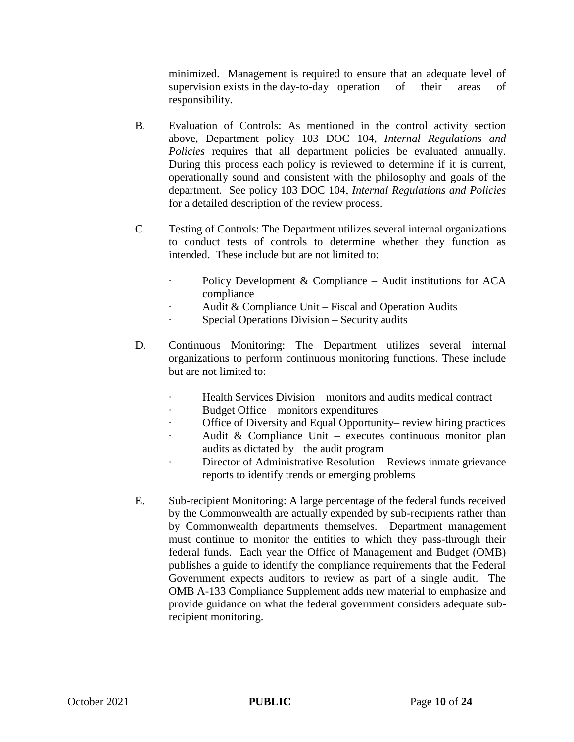minimized. Management is required to ensure that an adequate level of supervision exists in the day-to-day operation of their areas of responsibility.

B. Evaluation of Controls: As mentioned in the control activity section above, Department policy 103 DOC 104, *Internal Regulations and Policies* requires that all department policies be evaluated annually. During this process each policy is reviewed to determine if it is current, operationally sound and consistent with the philosophy and goals of the department. See policy 103 DOC 104, *Internal Regulations and Policies* for a detailed description of the review process.

C. Testing of Controls: The Department utilizes several internal organizations to conduct tests of controls to determine whether they function as intended. These include but are not limited to:

- Policy Development & Compliance – Audit institutions for ACA compliance
- Audit & Compliance Unit – Fiscal and Operation Audits
- Special Operations Division – Security audits

D. Continuous Monitoring: The Department utilizes several internal organizations to perform continuous monitoring functions. These include but are not limited to:

- Health Services Division – monitors and audits medical contract
- Budget Office – monitors expenditures
- Office of Diversity and Equal Opportunity– review hiring practices
- Audit & Compliance Unit – executes continuous monitor plan audits as dictated by the audit program
- Director of Administrative Resolution – Reviews inmate grievance reports to identify trends or emerging problems

E. Sub-recipient Monitoring: A large percentage of the federal funds received by the Commonwealth are actually expended by sub-recipients rather than by Commonwealth departments themselves. Department management must continue to monitor the entities to which they pass-through their federal funds. Each year the Office of Management and Budget (OMB) publishes a guide to identify the compliance requirements that the Federal Government expects auditors to review as part of a single audit. The OMB A-133 Compliance Supplement adds new material to emphasize and provide guidance on what the federal government considers adequate sub-recipient monitoring.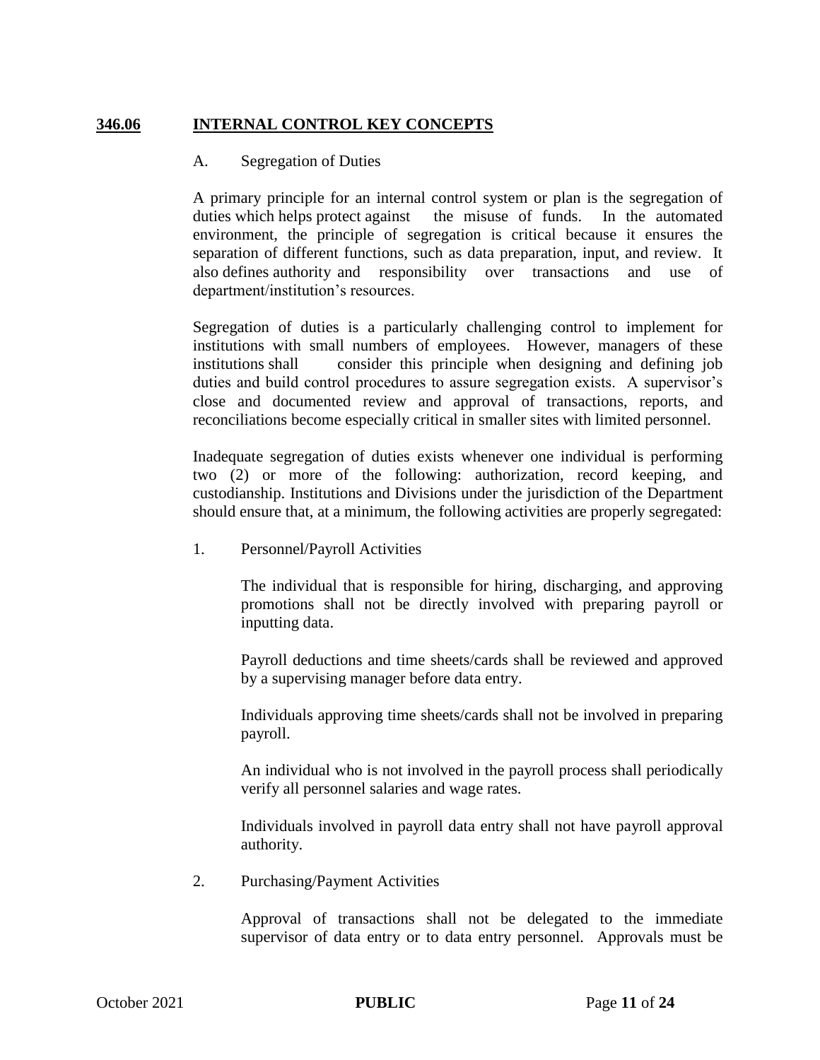## 346.06 INTERNAL CONTROL KEY CONCEPTS

A. Segregation of Duties

A primary principle for an internal control system or plan is the segregation of duties which helps protect against the misuse of funds. In the automated environment, the principle of segregation is critical because it ensures the separation of different functions, such as data preparation, input, and review. It also defines authority and responsibility over transactions and use of department/institution's resources.

Segregation of duties is a particularly challenging control to implement for institutions with small numbers of employees. However, managers of these institutions shall consider this principle when designing and defining job duties and build control procedures to assure segregation exists. A supervisor's close and documented review and approval of transactions, reports, and reconciliations become especially critical in smaller sites with limited personnel.

Inadequate segregation of duties exists whenever one individual is performing two (2) or more of the following: authorization, record keeping, and custodianship. Institutions and Divisions under the jurisdiction of the Department should ensure that, at a minimum, the following activities are properly segregated:

1. Personnel/Payroll Activities

   The individual that is responsible for hiring, discharging, and approving promotions shall not be directly involved with preparing payroll or inputting data.

   Payroll deductions and time sheets/cards shall be reviewed and approved by a supervising manager before data entry.

   Individuals approving time sheets/cards shall not be involved in preparing payroll.

   An individual who is not involved in the payroll process shall periodically verify all personnel salaries and wage rates.

   Individuals involved in payroll data entry shall not have payroll approval authority.

2. Purchasing/Payment Activities

   Approval of transactions shall not be delegated to the immediate supervisor of data entry or to data entry personnel. Approvals must be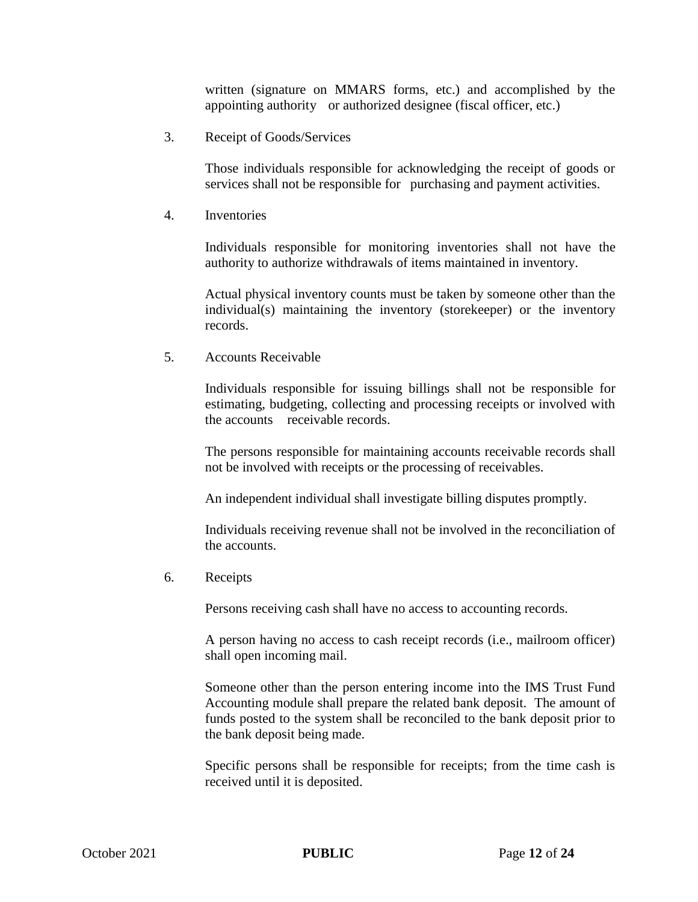written (signature on MMARS forms, etc.) and accomplished by the appointing authority or authorized designee (fiscal officer, etc.)

3. Receipt of Goods/Services

   Those individuals responsible for acknowledging the receipt of goods or services shall not be responsible for purchasing and payment activities.

4. Inventories

   Individuals responsible for monitoring inventories shall not have the authority to authorize withdrawals of items maintained in inventory.

   Actual physical inventory counts must be taken by someone other than the individual(s) maintaining the inventory (storekeeper) or the inventory records.

5. Accounts Receivable

   Individuals responsible for issuing billings shall not be responsible for estimating, budgeting, collecting and processing receipts or involved with the accounts receivable records.

   The persons responsible for maintaining accounts receivable records shall not be involved with receipts or the processing of receivables.

   An independent individual shall investigate billing disputes promptly.

   Individuals receiving revenue shall not be involved in the reconciliation of the accounts.

6. Receipts

   Persons receiving cash shall have no access to accounting records.

   A person having no access to cash receipt records (i.e., mailroom officer) shall open incoming mail.

   Someone other than the person entering income into the IMS Trust Fund Accounting module shall prepare the related bank deposit. The amount of funds posted to the system shall be reconciled to the bank deposit prior to the bank deposit being made.

   Specific persons shall be responsible for receipts; from the time cash is received until it is deposited.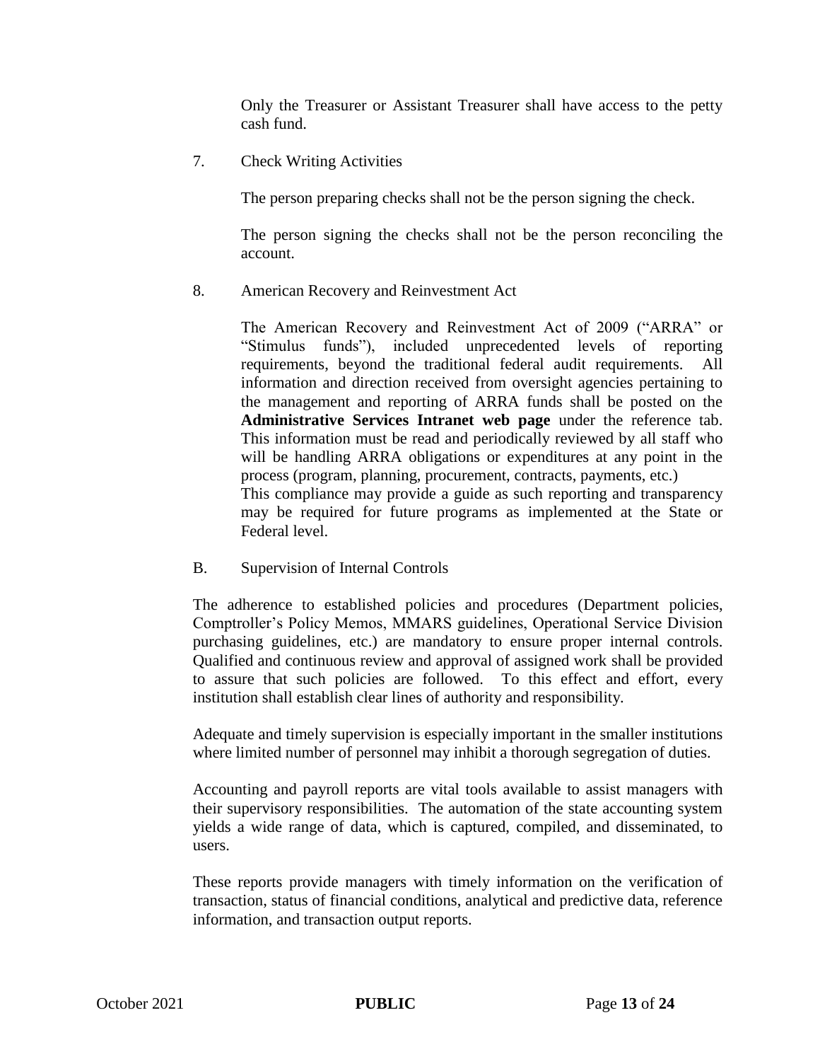Only the Treasurer or Assistant Treasurer shall have access to the petty cash fund.

7. Check Writing Activities

The person preparing checks shall not be the person signing the check.

The person signing the checks shall not be the person reconciling the account.

8. American Recovery and Reinvestment Act

The American Recovery and Reinvestment Act of 2009 ("ARRA" or "Stimulus funds"), included unprecedented levels of reporting requirements, beyond the traditional federal audit requirements. All information and direction received from oversight agencies pertaining to the management and reporting of ARRA funds shall be posted on the **Administrative Services Intranet web page** under the reference tab. This information must be read and periodically reviewed by all staff who will be handling ARRA obligations or expenditures at any point in the process (program, planning, procurement, contracts, payments, etc.)
This compliance may provide a guide as such reporting and transparency may be required for future programs as implemented at the State or Federal level.

B. Supervision of Internal Controls

The adherence to established policies and procedures (Department policies, Comptroller's Policy Memos, MMARS guidelines, Operational Service Division purchasing guidelines, etc.) are mandatory to ensure proper internal controls. Qualified and continuous review and approval of assigned work shall be provided to assure that such policies are followed. To this effect and effort, every institution shall establish clear lines of authority and responsibility.

Adequate and timely supervision is especially important in the smaller institutions where limited number of personnel may inhibit a thorough segregation of duties.

Accounting and payroll reports are vital tools available to assist managers with their supervisory responsibilities. The automation of the state accounting system yields a wide range of data, which is captured, compiled, and disseminated, to users.

These reports provide managers with timely information on the verification of transaction, status of financial conditions, analytical and predictive data, reference information, and transaction output reports.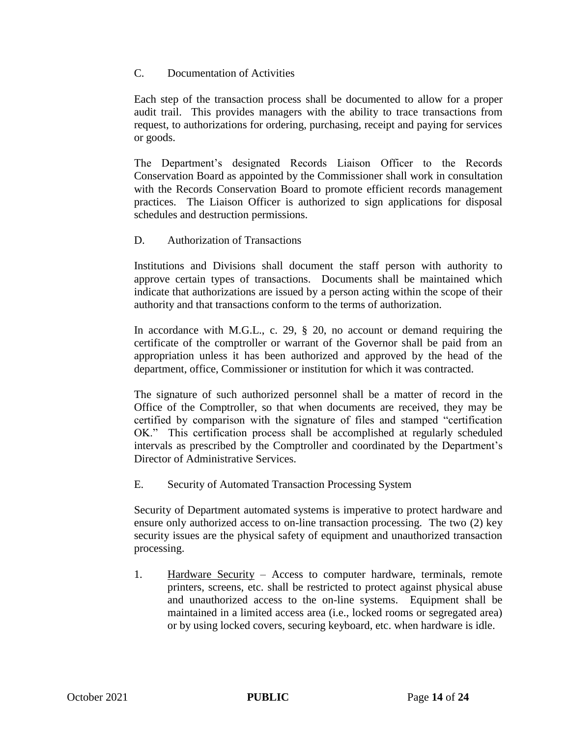C. Documentation of Activities

Each step of the transaction process shall be documented to allow for a proper audit trail. This provides managers with the ability to trace transactions from request, to authorizations for ordering, purchasing, receipt and paying for services or goods.

The Department's designated Records Liaison Officer to the Records Conservation Board as appointed by the Commissioner shall work in consultation with the Records Conservation Board to promote efficient records management practices. The Liaison Officer is authorized to sign applications for disposal schedules and destruction permissions.

D. Authorization of Transactions

Institutions and Divisions shall document the staff person with authority to approve certain types of transactions. Documents shall be maintained which indicate that authorizations are issued by a person acting within the scope of their authority and that transactions conform to the terms of authorization.

In accordance with M.G.L., c. 29, § 20, no account or demand requiring the certificate of the comptroller or warrant of the Governor shall be paid from an appropriation unless it has been authorized and approved by the head of the department, office, Commissioner or institution for which it was contracted.

The signature of such authorized personnel shall be a matter of record in the Office of the Comptroller, so that when documents are received, they may be certified by comparison with the signature of files and stamped "certification OK." This certification process shall be accomplished at regularly scheduled intervals as prescribed by the Comptroller and coordinated by the Department's Director of Administrative Services.

E. Security of Automated Transaction Processing System

Security of Department automated systems is imperative to protect hardware and ensure only authorized access to on-line transaction processing. The two (2) key security issues are the physical safety of equipment and unauthorized transaction processing.

1. Hardware Security – Access to computer hardware, terminals, remote printers, screens, etc. shall be restricted to protect against physical abuse and unauthorized access to the on-line systems. Equipment shall be maintained in a limited access area (i.e., locked rooms or segregated area) or by using locked covers, securing keyboard, etc. when hardware is idle.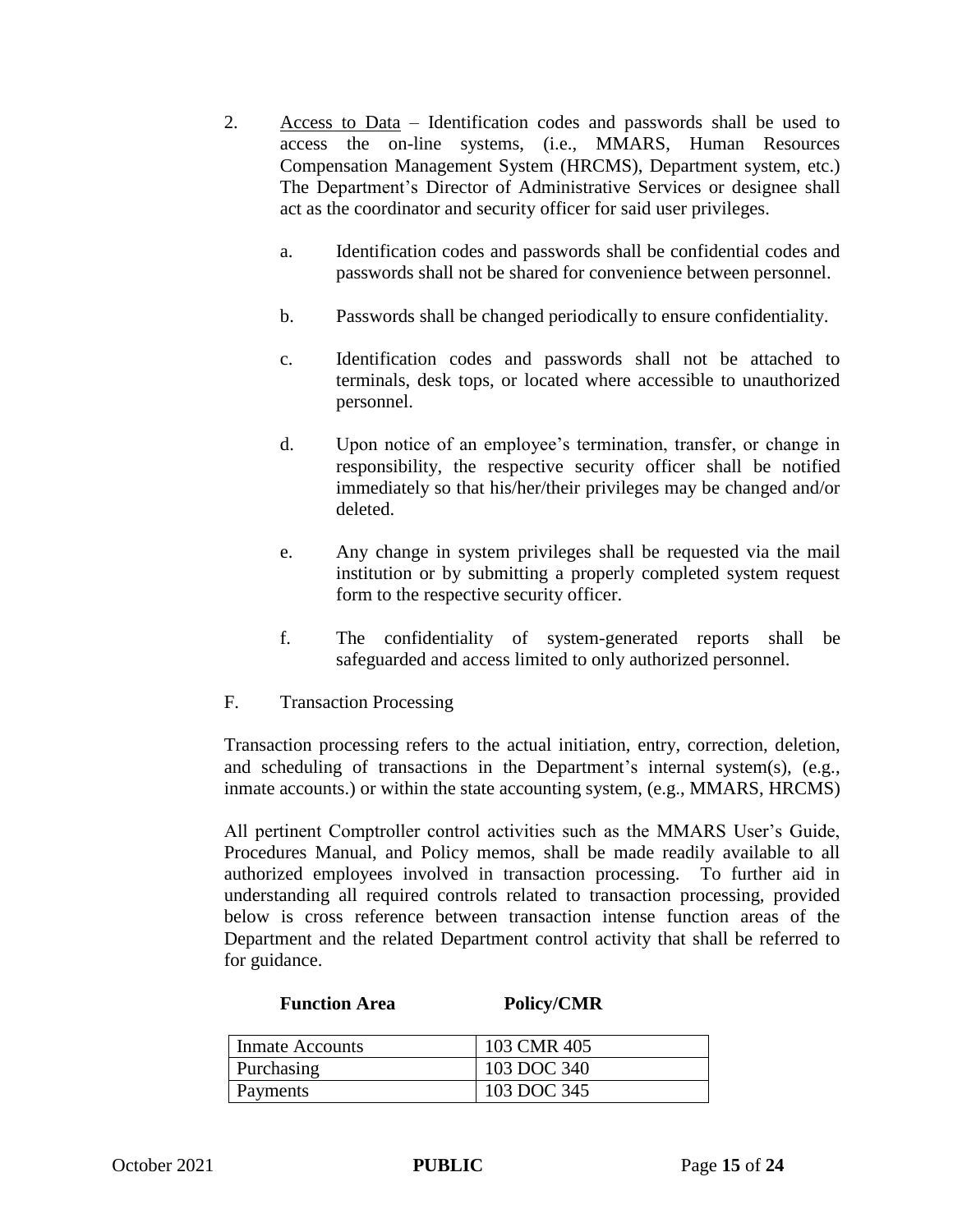2. Access to Data – Identification codes and passwords shall be used to access the on-line systems, (i.e., MMARS, Human Resources Compensation Management System (HRCMS), Department system, etc.) The Department's Director of Administrative Services or designee shall act as the coordinator and security officer for said user privileges.

   a. Identification codes and passwords shall be confidential codes and passwords shall not be shared for convenience between personnel.

   b. Passwords shall be changed periodically to ensure confidentiality.

   c. Identification codes and passwords shall not be attached to terminals, desk tops, or located where accessible to unauthorized personnel.

   d. Upon notice of an employee's termination, transfer, or change in responsibility, the respective security officer shall be notified immediately so that his/her/their privileges may be changed and/or deleted.

   e. Any change in system privileges shall be requested via the mail institution or by submitting a properly completed system request form to the respective security officer.

   f. The confidentiality of system-generated reports shall be safeguarded and access limited to only authorized personnel.

F. Transaction Processing

Transaction processing refers to the actual initiation, entry, correction, deletion, and scheduling of transactions in the Department's internal system(s), (e.g., inmate accounts.) or within the state accounting system, (e.g., MMARS, HRCMS)

All pertinent Comptroller control activities such as the MMARS User's Guide, Procedures Manual, and Policy memos, shall be made readily available to all authorized employees involved in transaction processing. To further aid in understanding all required controls related to transaction processing, provided below is cross reference between transaction intense function areas of the Department and the related Department control activity that shall be referred to for guidance.

| **Function Area** | **Policy/CMR** |
|---|---|
| Inmate Accounts | 103 CMR 405 |
| Purchasing | 103 DOC 340 |
| Payments | 103 DOC 345 |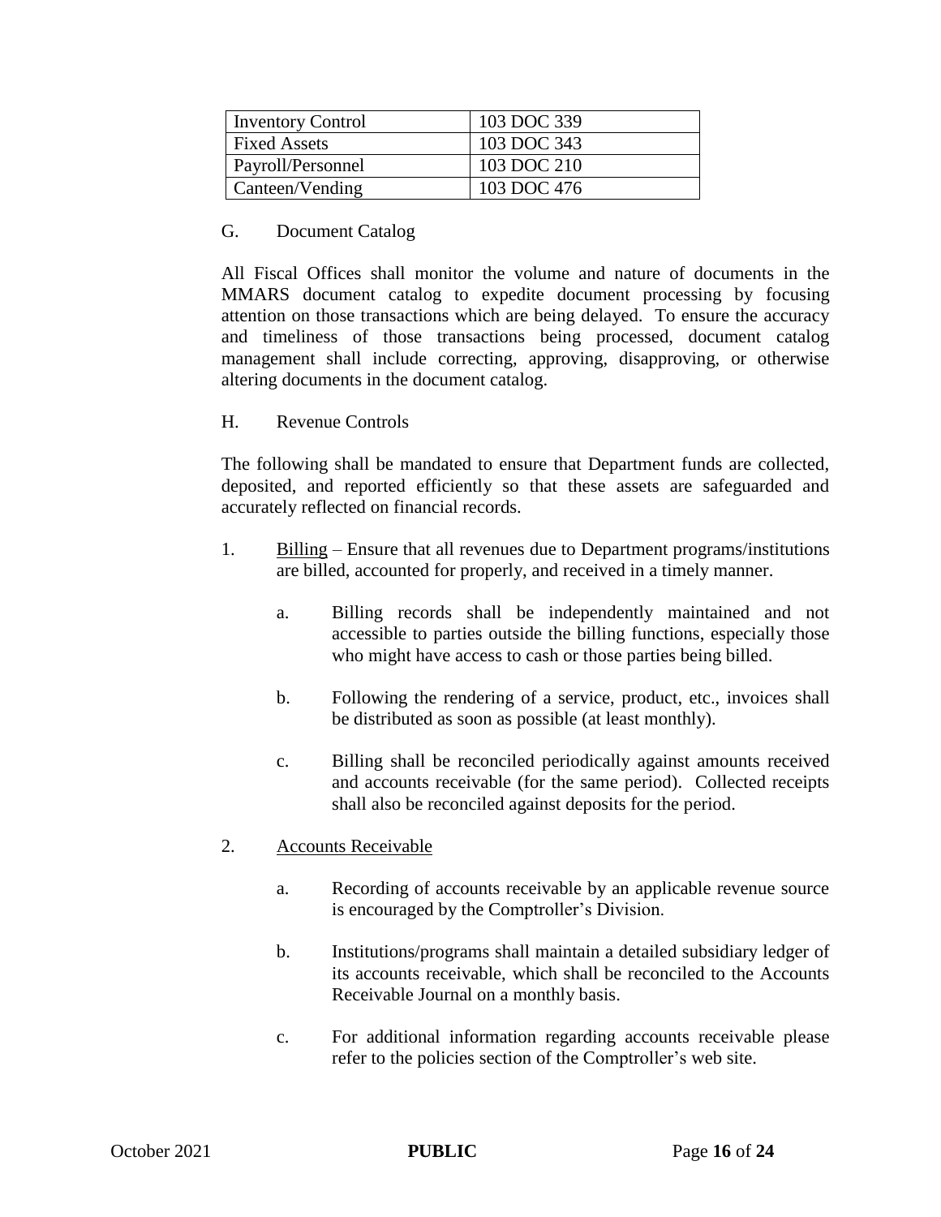| Inventory Control | 103 DOC 339 |
|---|---|
| Fixed Assets | 103 DOC 343 |
| Payroll/Personnel | 103 DOC 210 |
| Canteen/Vending | 103 DOC 476 |

G. Document Catalog

All Fiscal Offices shall monitor the volume and nature of documents in the MMARS document catalog to expedite document processing by focusing attention on those transactions which are being delayed. To ensure the accuracy and timeliness of those transactions being processed, document catalog management shall include correcting, approving, disapproving, or otherwise altering documents in the document catalog.

H. Revenue Controls

The following shall be mandated to ensure that Department funds are collected, deposited, and reported efficiently so that these assets are safeguarded and accurately reflected on financial records.

1. Billing – Ensure that all revenues due to Department programs/institutions are billed, accounted for properly, and received in a timely manner.

   a. Billing records shall be independently maintained and not accessible to parties outside the billing functions, especially those who might have access to cash or those parties being billed.

   b. Following the rendering of a service, product, etc., invoices shall be distributed as soon as possible (at least monthly).

   c. Billing shall be reconciled periodically against amounts received and accounts receivable (for the same period). Collected receipts shall also be reconciled against deposits for the period.

2. Accounts Receivable

   a. Recording of accounts receivable by an applicable revenue source is encouraged by the Comptroller's Division.

   b. Institutions/programs shall maintain a detailed subsidiary ledger of its accounts receivable, which shall be reconciled to the Accounts Receivable Journal on a monthly basis.

   c. For additional information regarding accounts receivable please refer to the policies section of the Comptroller's web site.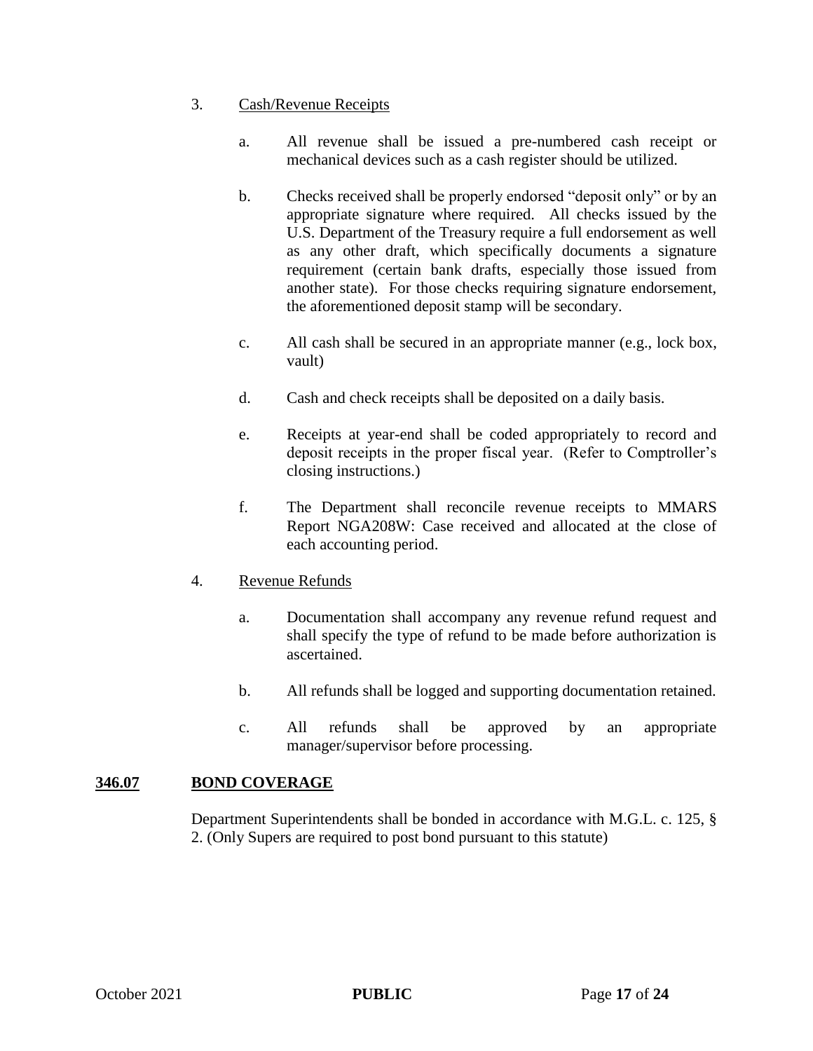3. Cash/Revenue Receipts

   a. All revenue shall be issued a pre-numbered cash receipt or mechanical devices such as a cash register should be utilized.

   b. Checks received shall be properly endorsed "deposit only" or by an appropriate signature where required. All checks issued by the U.S. Department of the Treasury require a full endorsement as well as any other draft, which specifically documents a signature requirement (certain bank drafts, especially those issued from another state). For those checks requiring signature endorsement, the aforementioned deposit stamp will be secondary.

   c. All cash shall be secured in an appropriate manner (e.g., lock box, vault)

   d. Cash and check receipts shall be deposited on a daily basis.

   e. Receipts at year-end shall be coded appropriately to record and deposit receipts in the proper fiscal year. (Refer to Comptroller's closing instructions.)

   f. The Department shall reconcile revenue receipts to MMARS Report NGA208W: Case received and allocated at the close of each accounting period.

4. Revenue Refunds

   a. Documentation shall accompany any revenue refund request and shall specify the type of refund to be made before authorization is ascertained.

   b. All refunds shall be logged and supporting documentation retained.

   c. All refunds shall be approved by an appropriate manager/supervisor before processing.

## 346.07 BOND COVERAGE

Department Superintendents shall be bonded in accordance with M.G.L. c. 125, § 2. (Only Supers are required to post bond pursuant to this statute)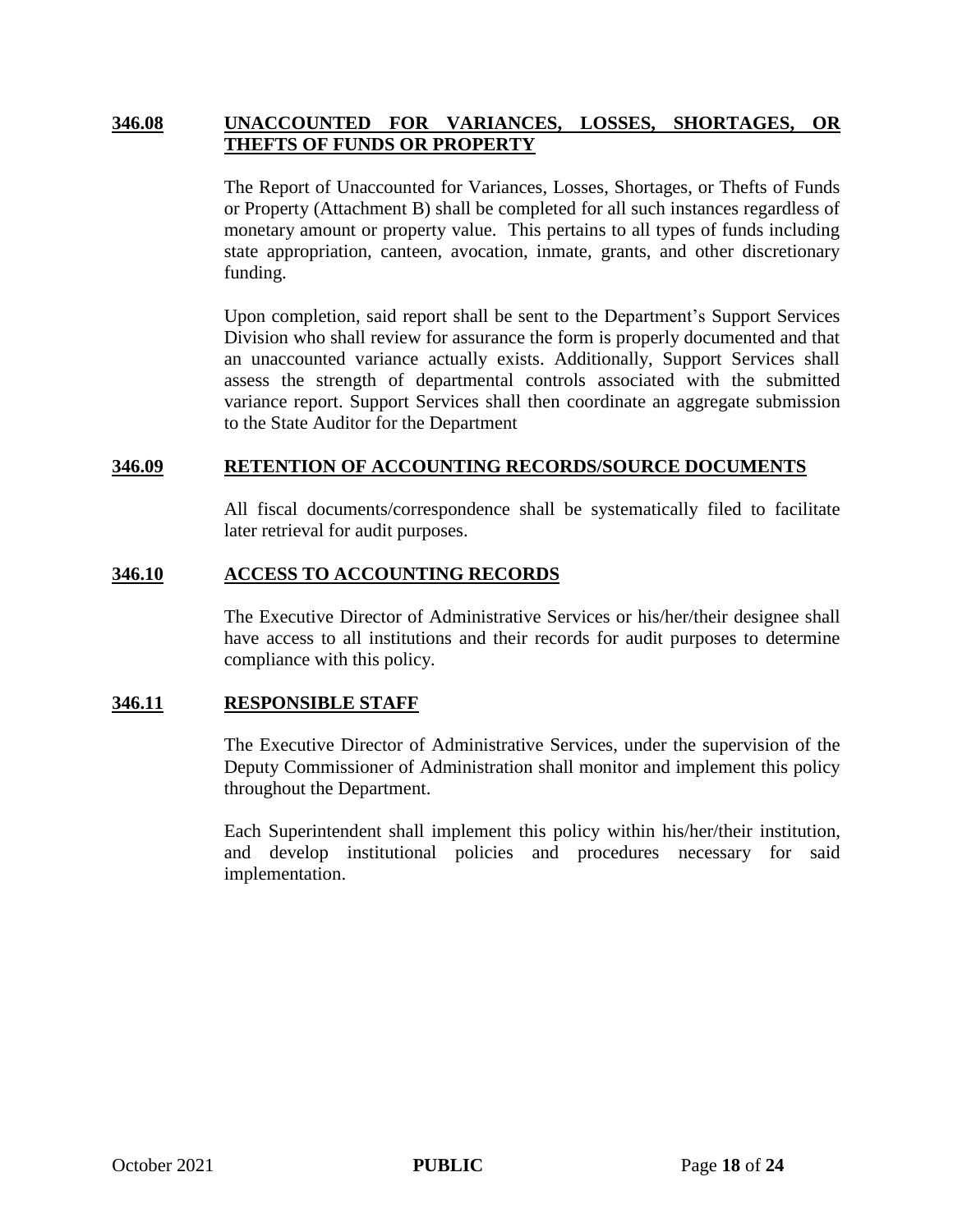## 346.08 UNACCOUNTED FOR VARIANCES, LOSSES, SHORTAGES, OR THEFTS OF FUNDS OR PROPERTY

The Report of Unaccounted for Variances, Losses, Shortages, or Thefts of Funds or Property (Attachment B) shall be completed for all such instances regardless of monetary amount or property value. This pertains to all types of funds including state appropriation, canteen, avocation, inmate, grants, and other discretionary funding.

Upon completion, said report shall be sent to the Department's Support Services Division who shall review for assurance the form is properly documented and that an unaccounted variance actually exists. Additionally, Support Services shall assess the strength of departmental controls associated with the submitted variance report. Support Services shall then coordinate an aggregate submission to the State Auditor for the Department

## 346.09 RETENTION OF ACCOUNTING RECORDS/SOURCE DOCUMENTS

All fiscal documents/correspondence shall be systematically filed to facilitate later retrieval for audit purposes.

## 346.10 ACCESS TO ACCOUNTING RECORDS

The Executive Director of Administrative Services or his/her/their designee shall have access to all institutions and their records for audit purposes to determine compliance with this policy.

## 346.11 RESPONSIBLE STAFF

The Executive Director of Administrative Services, under the supervision of the Deputy Commissioner of Administration shall monitor and implement this policy throughout the Department.

Each Superintendent shall implement this policy within his/her/their institution, and develop institutional policies and procedures necessary for said implementation.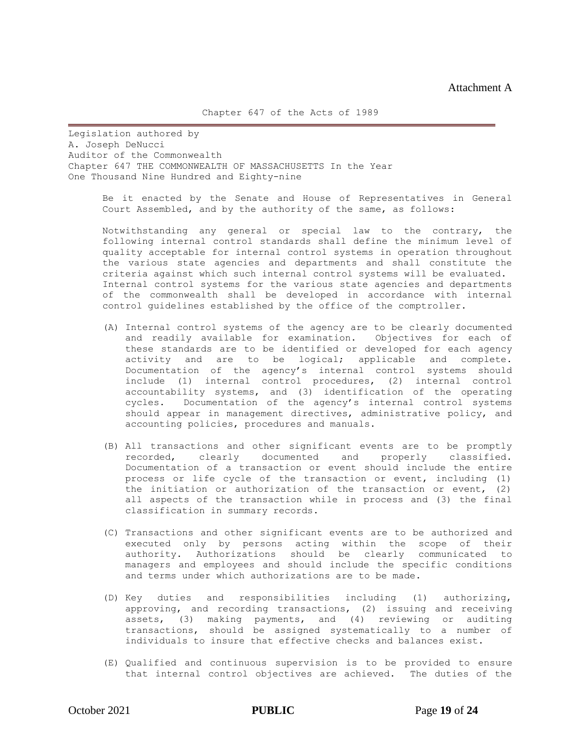Attachment A

Chapter 647 of the Acts of 1989

Legislation authored by
A. Joseph DeNucci
Auditor of the Commonwealth
Chapter 647 THE COMMONWEALTH OF MASSACHUSETTS In the Year
One Thousand Nine Hundred and Eighty-nine

Be it enacted by the Senate and House of Representatives in General Court Assembled, and by the authority of the same, as follows:

Notwithstanding any general or special law to the contrary, the following internal control standards shall define the minimum level of quality acceptable for internal control systems in operation throughout the various state agencies and departments and shall constitute the criteria against which such internal control systems will be evaluated. Internal control systems for the various state agencies and departments of the commonwealth shall be developed in accordance with internal control guidelines established by the office of the comptroller.

(A) Internal control systems of the agency are to be clearly documented and readily available for examination. Objectives for each of these standards are to be identified or developed for each agency activity and are to be logical; applicable and complete. Documentation of the agency's internal control systems should include (1) internal control procedures, (2) internal control accountability systems, and (3) identification of the operating cycles. Documentation of the agency's internal control systems should appear in management directives, administrative policy, and accounting policies, procedures and manuals.

(B) All transactions and other significant events are to be promptly recorded, clearly documented and properly classified. Documentation of a transaction or event should include the entire process or life cycle of the transaction or event, including (1) the initiation or authorization of the transaction or event, (2) all aspects of the transaction while in process and (3) the final classification in summary records.

(C) Transactions and other significant events are to be authorized and executed only by persons acting within the scope of their authority. Authorizations should be clearly communicated to managers and employees and should include the specific conditions and terms under which authorizations are to be made.

(D) Key duties and responsibilities including (1) authorizing, approving, and recording transactions, (2) issuing and receiving assets, (3) making payments, and (4) reviewing or auditing transactions, should be assigned systematically to a number of individuals to insure that effective checks and balances exist.

(E) Qualified and continuous supervision is to be provided to ensure that internal control objectives are achieved. The duties of the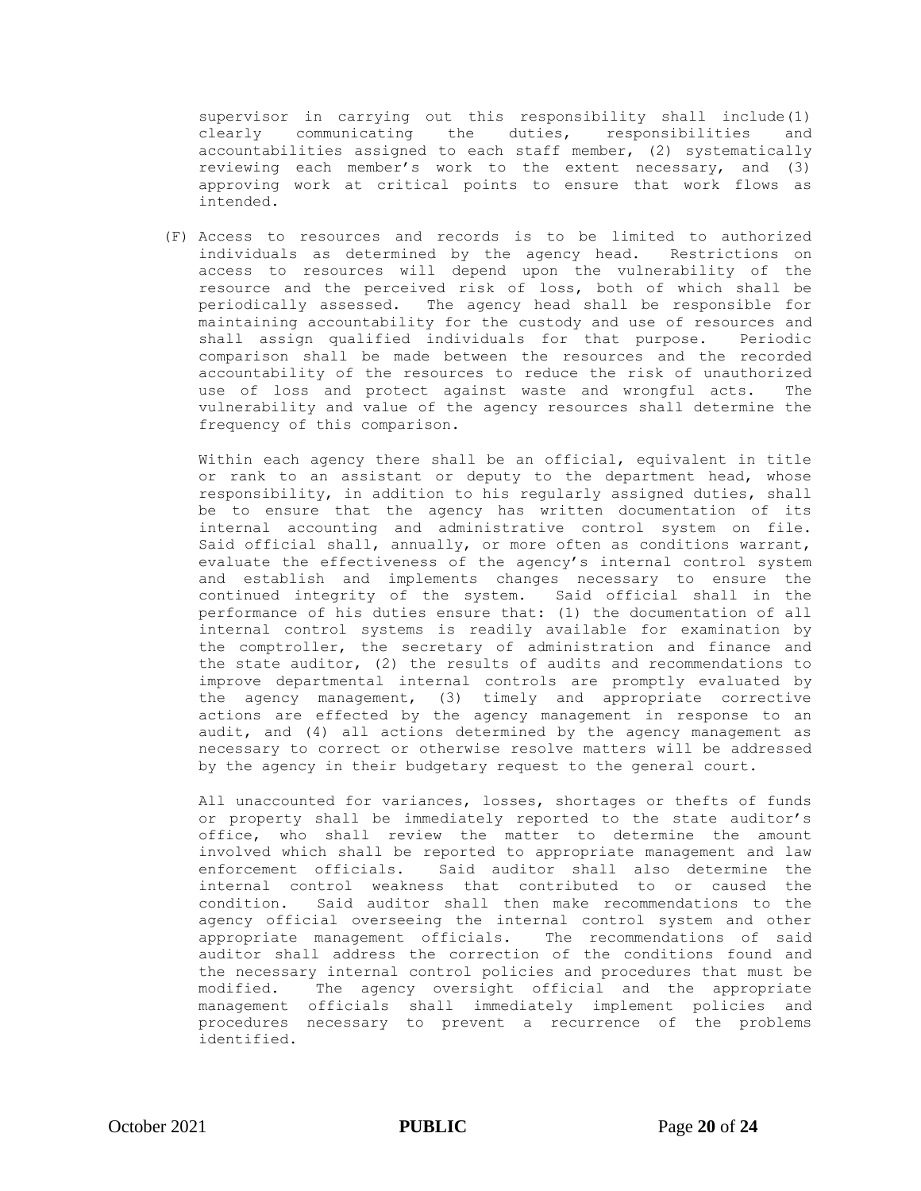supervisor in carrying out this responsibility shall include(1) clearly communicating the duties, responsibilities and accountabilities assigned to each staff member, (2) systematically reviewing each member's work to the extent necessary, and (3) approving work at critical points to ensure that work flows as intended.

(F) Access to resources and records is to be limited to authorized individuals as determined by the agency head. Restrictions on access to resources will depend upon the vulnerability of the resource and the perceived risk of loss, both of which shall be periodically assessed. The agency head shall be responsible for maintaining accountability for the custody and use of resources and shall assign qualified individuals for that purpose. Periodic comparison shall be made between the resources and the recorded accountability of the resources to reduce the risk of unauthorized use of loss and protect against waste and wrongful acts. The vulnerability and value of the agency resources shall determine the frequency of this comparison.

Within each agency there shall be an official, equivalent in title or rank to an assistant or deputy to the department head, whose responsibility, in addition to his regularly assigned duties, shall be to ensure that the agency has written documentation of its internal accounting and administrative control system on file. Said official shall, annually, or more often as conditions warrant, evaluate the effectiveness of the agency's internal control system and establish and implements changes necessary to ensure the continued integrity of the system. Said official shall in the performance of his duties ensure that: (1) the documentation of all internal control systems is readily available for examination by the comptroller, the secretary of administration and finance and the state auditor, (2) the results of audits and recommendations to improve departmental internal controls are promptly evaluated by the agency management, (3) timely and appropriate corrective actions are effected by the agency management in response to an audit, and (4) all actions determined by the agency management as necessary to correct or otherwise resolve matters will be addressed by the agency in their budgetary request to the general court.

All unaccounted for variances, losses, shortages or thefts of funds or property shall be immediately reported to the state auditor's office, who shall review the matter to determine the amount involved which shall be reported to appropriate management and law enforcement officials. Said auditor shall also determine the internal control weakness that contributed to or caused the condition. Said auditor shall then make recommendations to the agency official overseeing the internal control system and other appropriate management officials. The recommendations of said auditor shall address the correction of the conditions found and the necessary internal control policies and procedures that must be modified. The agency oversight official and the appropriate management officials shall immediately implement policies and procedures necessary to prevent a recurrence of the problems identified.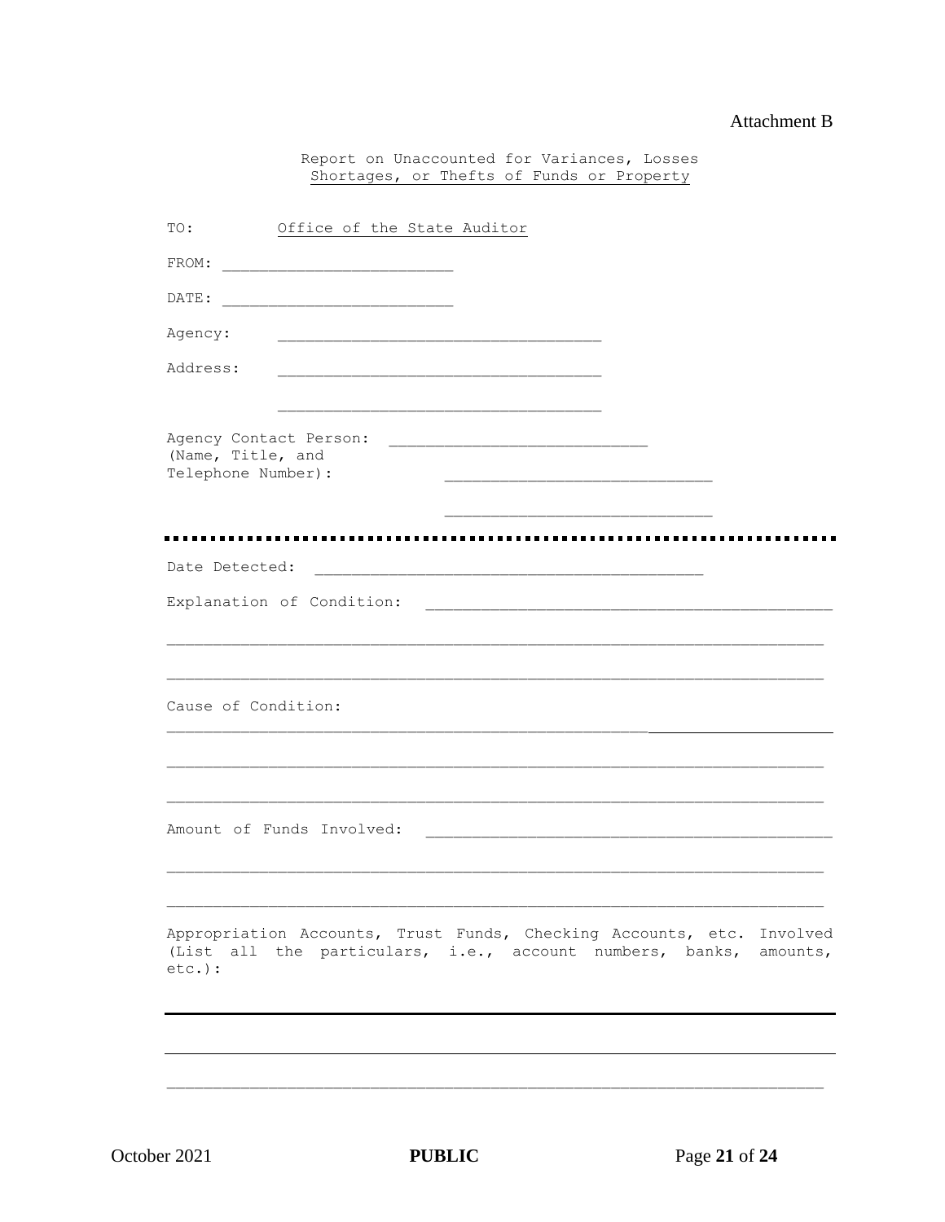Attachment B

Report on Unaccounted for Variances, Losses
Shortages, or Thefts of Funds or Property

TO: Office of the State Auditor

FROM: ________________________

DATE: ________________________

Agency: ________________________________

Address: ________________________________

________________________________

Agency Contact Person: ________________________
(Name, Title, and
Telephone Number): ________________________

________________________

---

Date Detected: ____________________________________

Explanation of Condition: ____________________________________

____________________________________________________________

____________________________________________________________

Cause of Condition:

____________________________________________________________

____________________________________________________________

____________________________________________________________

Amount of Funds Involved: ____________________________________

____________________________________________________________

____________________________________________________________

Appropriation Accounts, Trust Funds, Checking Accounts, etc. Involved (List all the particulars, i.e., account numbers, banks, amounts, etc.):

____________________________________________________________

____________________________________________________________

____________________________________________________________

October 2021 **PUBLIC**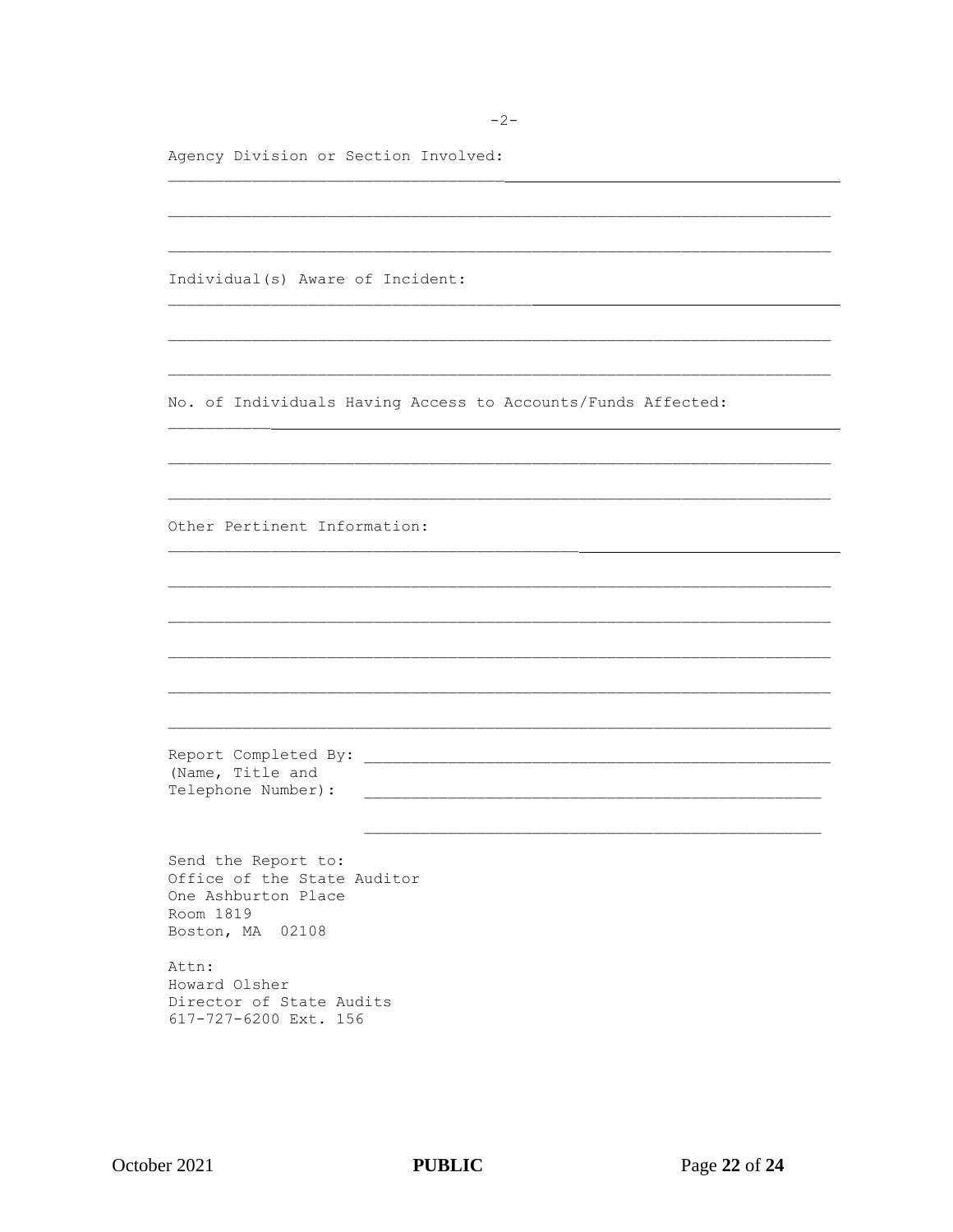-2-

Agency Division or Section Involved:

_______________________________________________________________________

_______________________________________________________________________

_______________________________________________________________________

Individual(s) Aware of Incident:

_______________________________________________________________________

_______________________________________________________________________

_______________________________________________________________________

No. of Individuals Having Access to Accounts/Funds Affected:

_______________________________________________________________________

_______________________________________________________________________

_______________________________________________________________________

Other Pertinent Information:

_______________________________________________________________________

_______________________________________________________________________

_______________________________________________________________________

_______________________________________________________________________

_______________________________________________________________________

_______________________________________________________________________

Report Completed By: ________________________________________________
(Name, Title and
Telephone Number): ________________________________________________

________________________________________________

Send the Report to:
Office of the State Auditor
One Ashburton Place
Room 1819
Boston, MA 02108

Attn:
Howard Olsher
Director of State Audits
617-727-6200 Ext. 156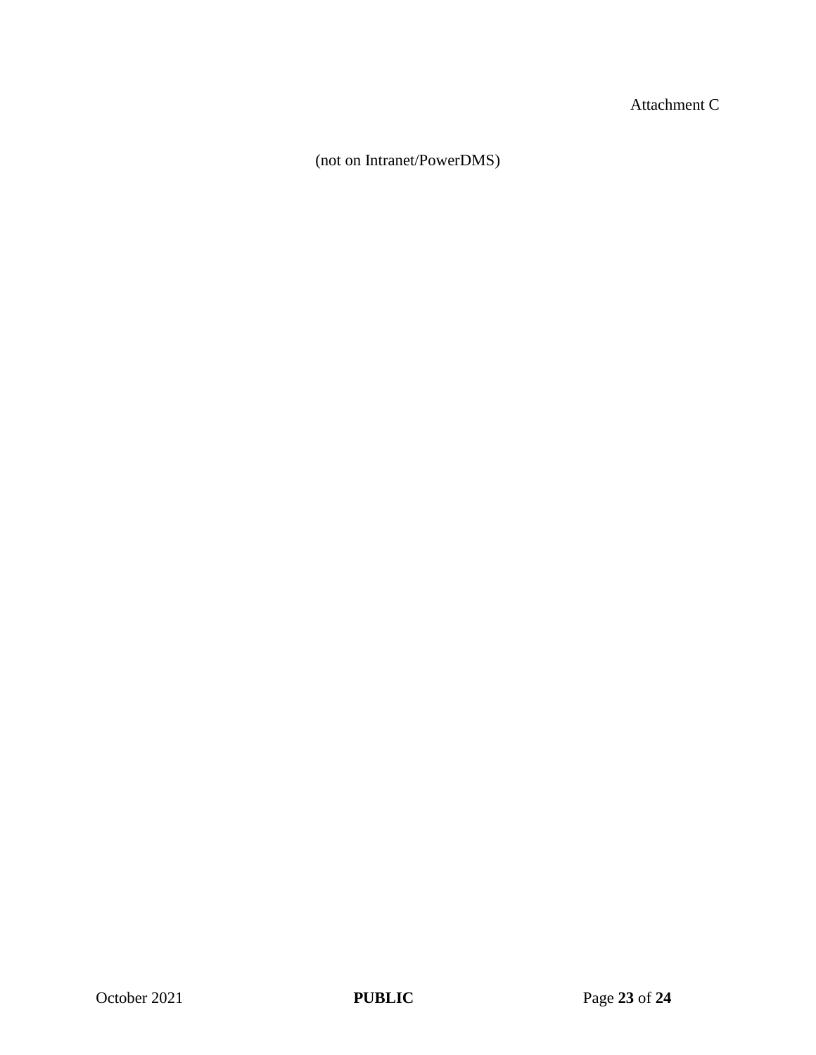Attachment C

(not on Intranet/PowerDMS)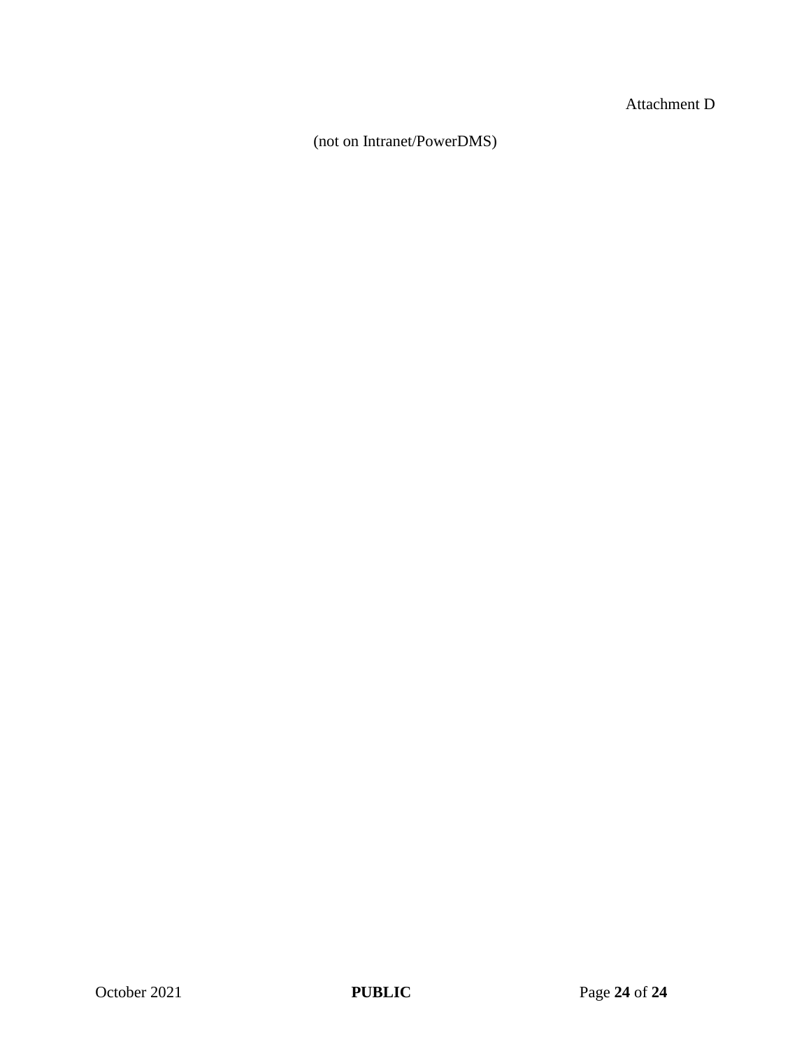Attachment D

(not on Intranet/PowerDMS)